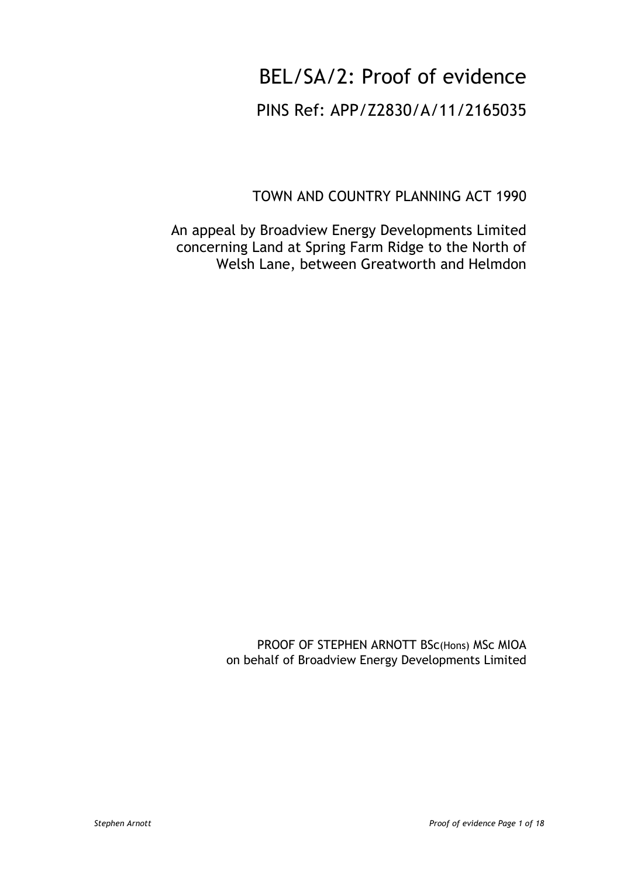# BEL/SA/2: Proof of evidence

## PINS Ref: APP/Z2830/A/11/2165035

TOWN AND COUNTRY PLANNING ACT 1990

An appeal by Broadview Energy Developments Limited concerning Land at Spring Farm Ridge to the North of Welsh Lane, between Greatworth and Helmdon

PROOF OF STEPHEN ARNOTT BSc(Hons) MSc MIOA
on behalf of Broadview Energy Developments Limited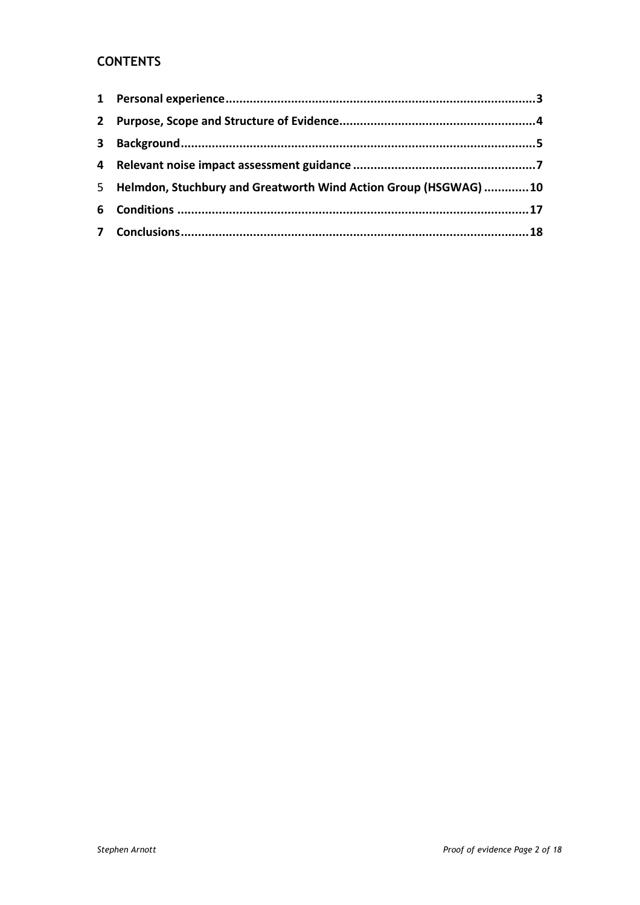## CONTENTS

1 Personal experience.........................................................................................3

2 Purpose, Scope and Structure of Evidence........................................................4

3 Background.....................................................................................................5

4 Relevant noise impact assessment guidance ....................................................7

5 Helmdon, Stuchbury and Greatworth Wind Action Group (HSGWAG) .............10

6 Conditions .....................................................................................................17

7 Conclusions....................................................................................................18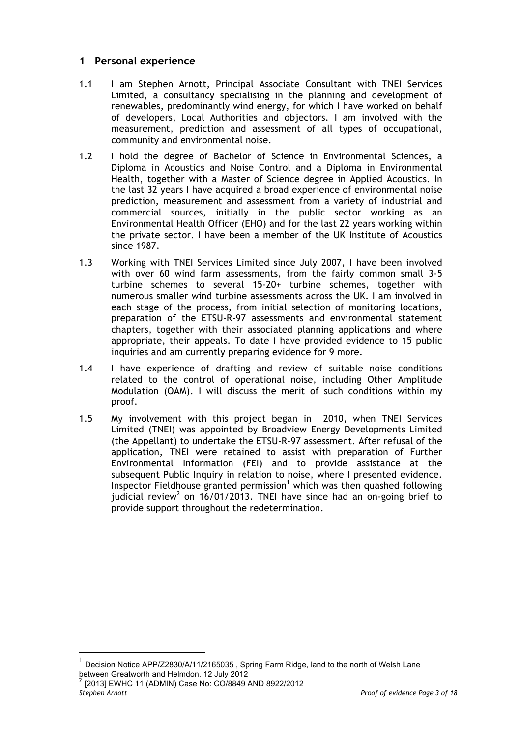## 1 Personal experience

1.1 I am Stephen Arnott, Principal Associate Consultant with TNEI Services Limited, a consultancy specialising in the planning and development of renewables, predominantly wind energy, for which I have worked on behalf of developers, Local Authorities and objectors. I am involved with the measurement, prediction and assessment of all types of occupational, community and environmental noise.

1.2 I hold the degree of Bachelor of Science in Environmental Sciences, a Diploma in Acoustics and Noise Control and a Diploma in Environmental Health, together with a Master of Science degree in Applied Acoustics. In the last 32 years I have acquired a broad experience of environmental noise prediction, measurement and assessment from a variety of industrial and commercial sources, initially in the public sector working as an Environmental Health Officer (EHO) and for the last 22 years working within the private sector. I have been a member of the UK Institute of Acoustics since 1987.

1.3 Working with TNEI Services Limited since July 2007, I have been involved with over 60 wind farm assessments, from the fairly common small 3-5 turbine schemes to several 15-20+ turbine schemes, together with numerous smaller wind turbine assessments across the UK. I am involved in each stage of the process, from initial selection of monitoring locations, preparation of the ETSU-R-97 assessments and environmental statement chapters, together with their associated planning applications and where appropriate, their appeals. To date I have provided evidence to 15 public inquiries and am currently preparing evidence for 9 more.

1.4 I have experience of drafting and review of suitable noise conditions related to the control of operational noise, including Other Amplitude Modulation (OAM). I will discuss the merit of such conditions within my proof.

1.5 My involvement with this project began in 2010, when TNEI Services Limited (TNEI) was appointed by Broadview Energy Developments Limited (the Appellant) to undertake the ETSU-R-97 assessment. After refusal of the application, TNEI were retained to assist with preparation of Further Environmental Information (FEI) and to provide assistance at the subsequent Public Inquiry in relation to noise, where I presented evidence. Inspector Fieldhouse granted permission[1] which was then quashed following judicial review[2] on 16/01/2013. TNEI have since had an on-going brief to provide support throughout the redetermination.

---

[1] Decision Notice APP/Z2830/A/11/2165035 , Spring Farm Ridge, land to the north of Welsh Lane between Greatworth and Helmdon, 12 July 2012

[2] [2013] EWHC 11 (ADMIN) Case No: CO/8849 AND 8922/2012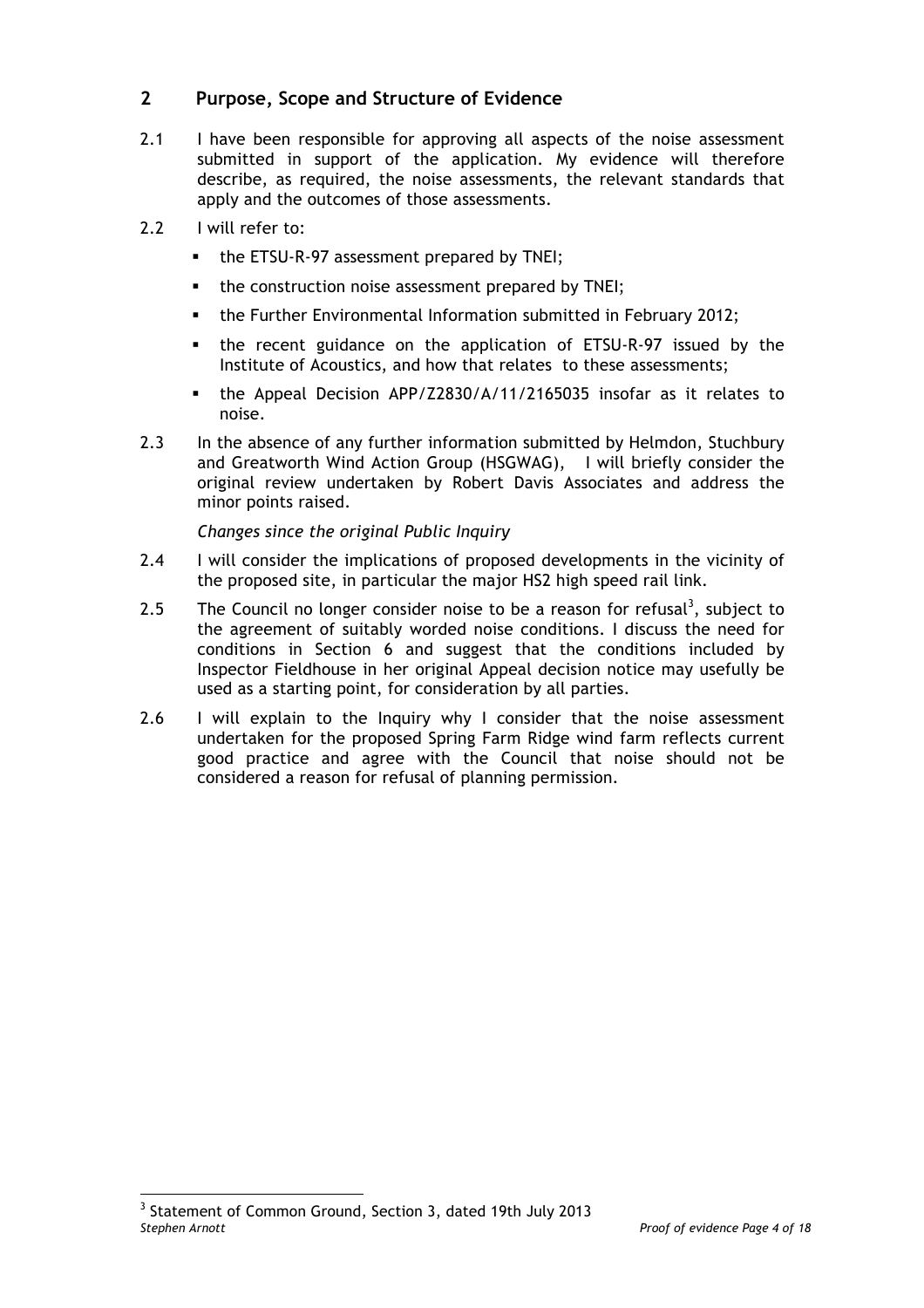## 2 Purpose, Scope and Structure of Evidence

2.1 I have been responsible for approving all aspects of the noise assessment submitted in support of the application. My evidence will therefore describe, as required, the noise assessments, the relevant standards that apply and the outcomes of those assessments.

2.2 I will refer to:

- the ETSU-R-97 assessment prepared by TNEI;
- the construction noise assessment prepared by TNEI;
- the Further Environmental Information submitted in February 2012;
- the recent guidance on the application of ETSU-R-97 issued by the Institute of Acoustics, and how that relates to these assessments;
- the Appeal Decision APP/Z2830/A/11/2165035 insofar as it relates to noise.

2.3 In the absence of any further information submitted by Helmdon, Stuchbury and Greatworth Wind Action Group (HSGWAG), I will briefly consider the original review undertaken by Robert Davis Associates and address the minor points raised.

*Changes since the original Public Inquiry*

2.4 I will consider the implications of proposed developments in the vicinity of the proposed site, in particular the major HS2 high speed rail link.

2.5 The Council no longer consider noise to be a reason for refusal[3], subject to the agreement of suitably worded noise conditions. I discuss the need for conditions in Section 6 and suggest that the conditions included by Inspector Fieldhouse in her original Appeal decision notice may usefully be used as a starting point, for consideration by all parties.

2.6 I will explain to the Inquiry why I consider that the noise assessment undertaken for the proposed Spring Farm Ridge wind farm reflects current good practice and agree with the Council that noise should not be considered a reason for refusal of planning permission.

[3] Statement of Common Ground, Section 3, dated 19th July 2013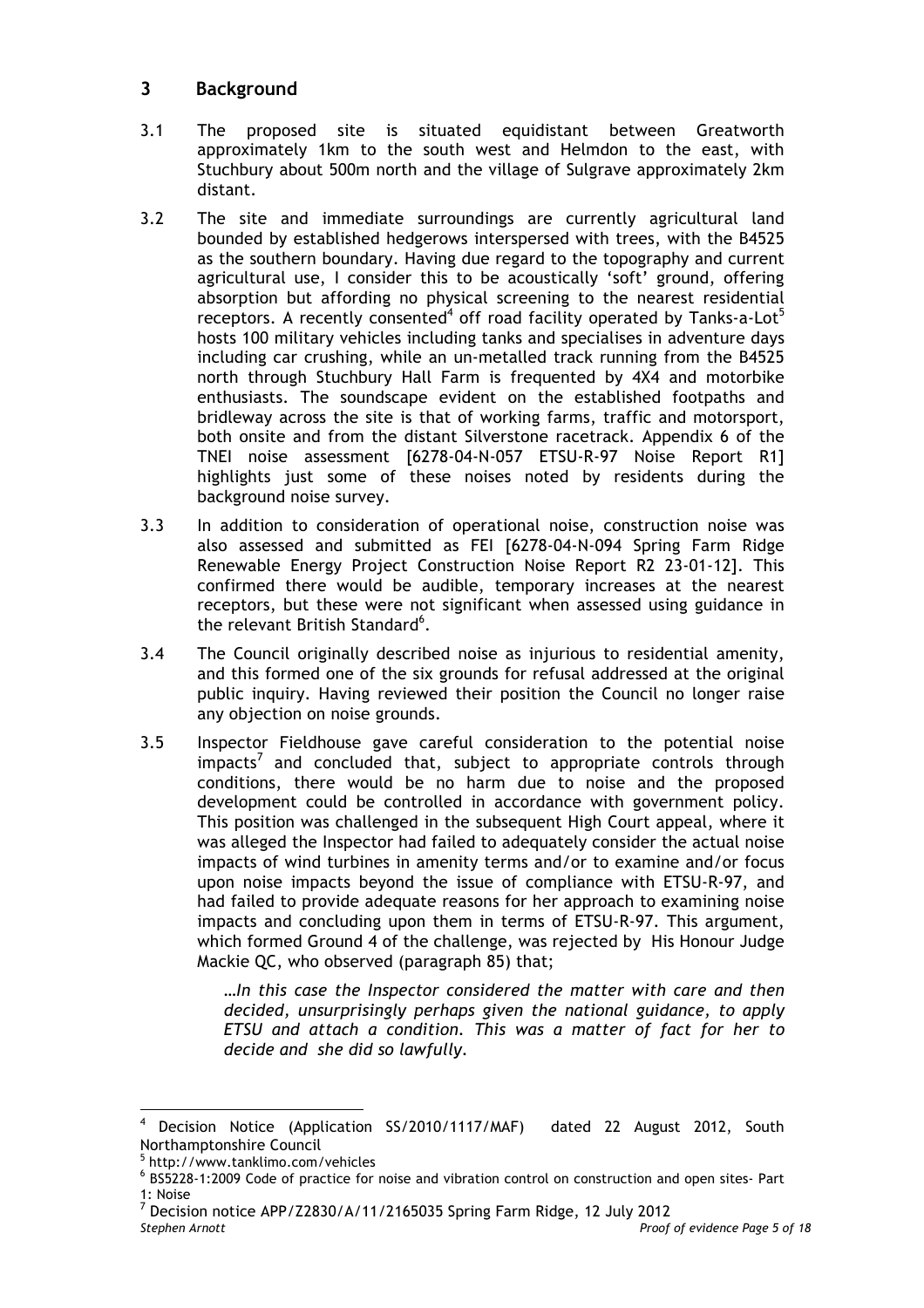## 3 Background

3.1 The proposed site is situated equidistant between Greatworth approximately 1km to the south west and Helmdon to the east, with Stuchbury about 500m north and the village of Sulgrave approximately 2km distant.

3.2 The site and immediate surroundings are currently agricultural land bounded by established hedgerows interspersed with trees, with the B4525 as the southern boundary. Having due regard to the topography and current agricultural use, I consider this to be acoustically 'soft' ground, offering absorption but affording no physical screening to the nearest residential receptors. A recently consented[4] off road facility operated by Tanks-a-Lot[5] hosts 100 military vehicles including tanks and specialises in adventure days including car crushing, while an un-metalled track running from the B4525 north through Stuchbury Hall Farm is frequented by 4X4 and motorbike enthusiasts. The soundscape evident on the established footpaths and bridleway across the site is that of working farms, traffic and motorsport, both onsite and from the distant Silverstone racetrack. Appendix 6 of the TNEI noise assessment [6278-04-N-057 ETSU-R-97 Noise Report R1] highlights just some of these noises noted by residents during the background noise survey.

3.3 In addition to consideration of operational noise, construction noise was also assessed and submitted as FEI [6278-04-N-094 Spring Farm Ridge Renewable Energy Project Construction Noise Report R2 23-01-12]. This confirmed there would be audible, temporary increases at the nearest receptors, but these were not significant when assessed using guidance in the relevant British Standard[6].

3.4 The Council originally described noise as injurious to residential amenity, and this formed one of the six grounds for refusal addressed at the original public inquiry. Having reviewed their position the Council no longer raise any objection on noise grounds.

3.5 Inspector Fieldhouse gave careful consideration to the potential noise impacts[7] and concluded that, subject to appropriate controls through conditions, there would be no harm due to noise and the proposed development could be controlled in accordance with government policy. This position was challenged in the subsequent High Court appeal, where it was alleged the Inspector had failed to adequately consider the actual noise impacts of wind turbines in amenity terms and/or to examine and/or focus upon noise impacts beyond the issue of compliance with ETSU-R-97, and had failed to provide adequate reasons for her approach to examining noise impacts and concluding upon them in terms of ETSU-R-97. This argument, which formed Ground 4 of the challenge, was rejected by His Honour Judge Mackie QC, who observed (paragraph 85) that;

> *…In this case the Inspector considered the matter with care and then decided, unsurprisingly perhaps given the national guidance, to apply ETSU and attach a condition. This was a matter of fact for her to decide and she did so lawfully.*

---

[4] Decision Notice (Application SS/2010/1117/MAF) dated 22 August 2012, South Northamptonshire Council

[5] http://www.tanklimo.com/vehicles

[6] BS5228-1:2009 Code of practice for noise and vibration control on construction and open sites- Part 1: Noise

[7] Decision notice APP/Z2830/A/11/2165035 Spring Farm Ridge, 12 July 2012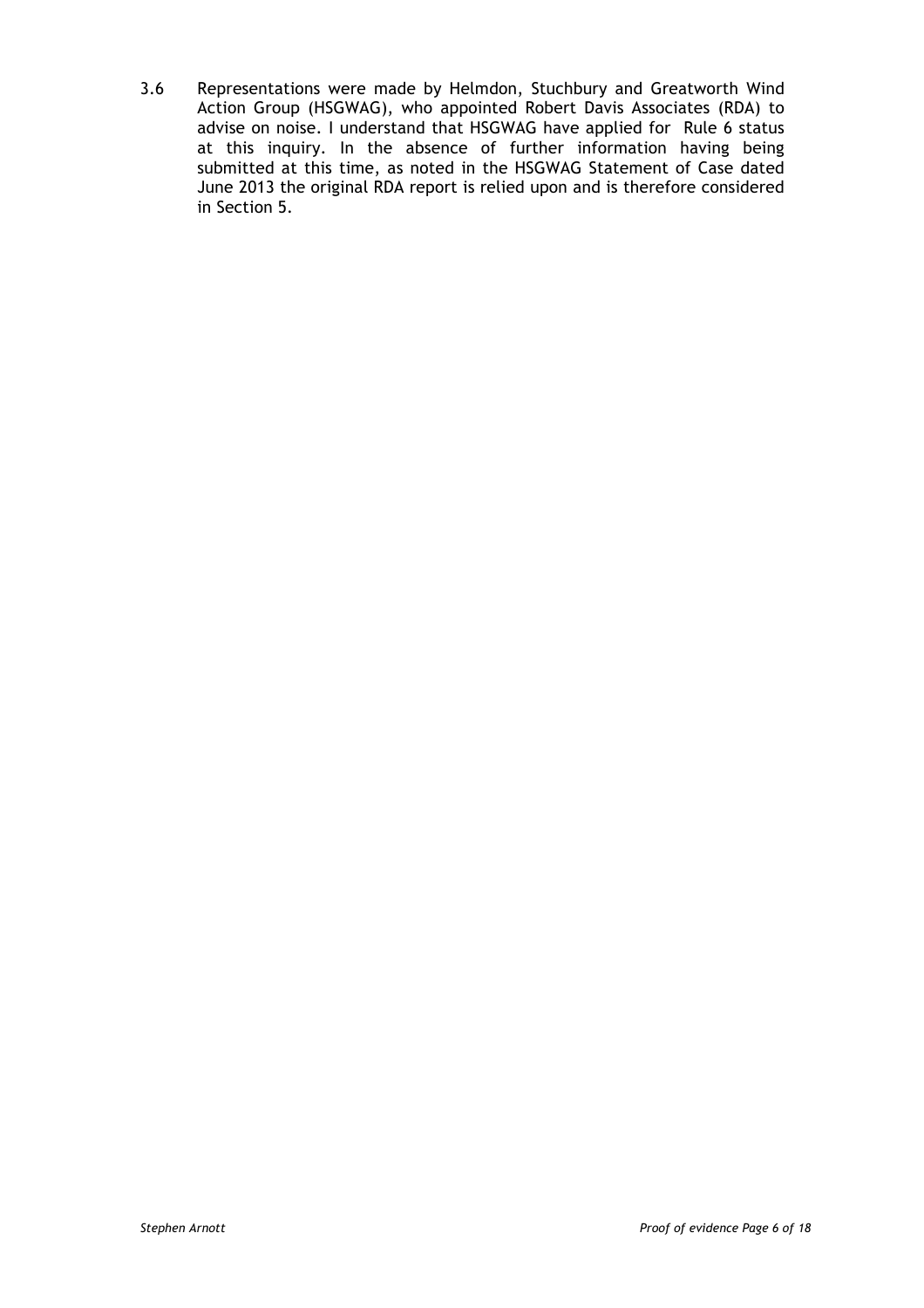3.6 Representations were made by Helmdon, Stuchbury and Greatworth Wind Action Group (HSGWAG), who appointed Robert Davis Associates (RDA) to advise on noise. I understand that HSGWAG have applied for Rule 6 status at this inquiry. In the absence of further information having being submitted at this time, as noted in the HSGWAG Statement of Case dated June 2013 the original RDA report is relied upon and is therefore considered in Section 5.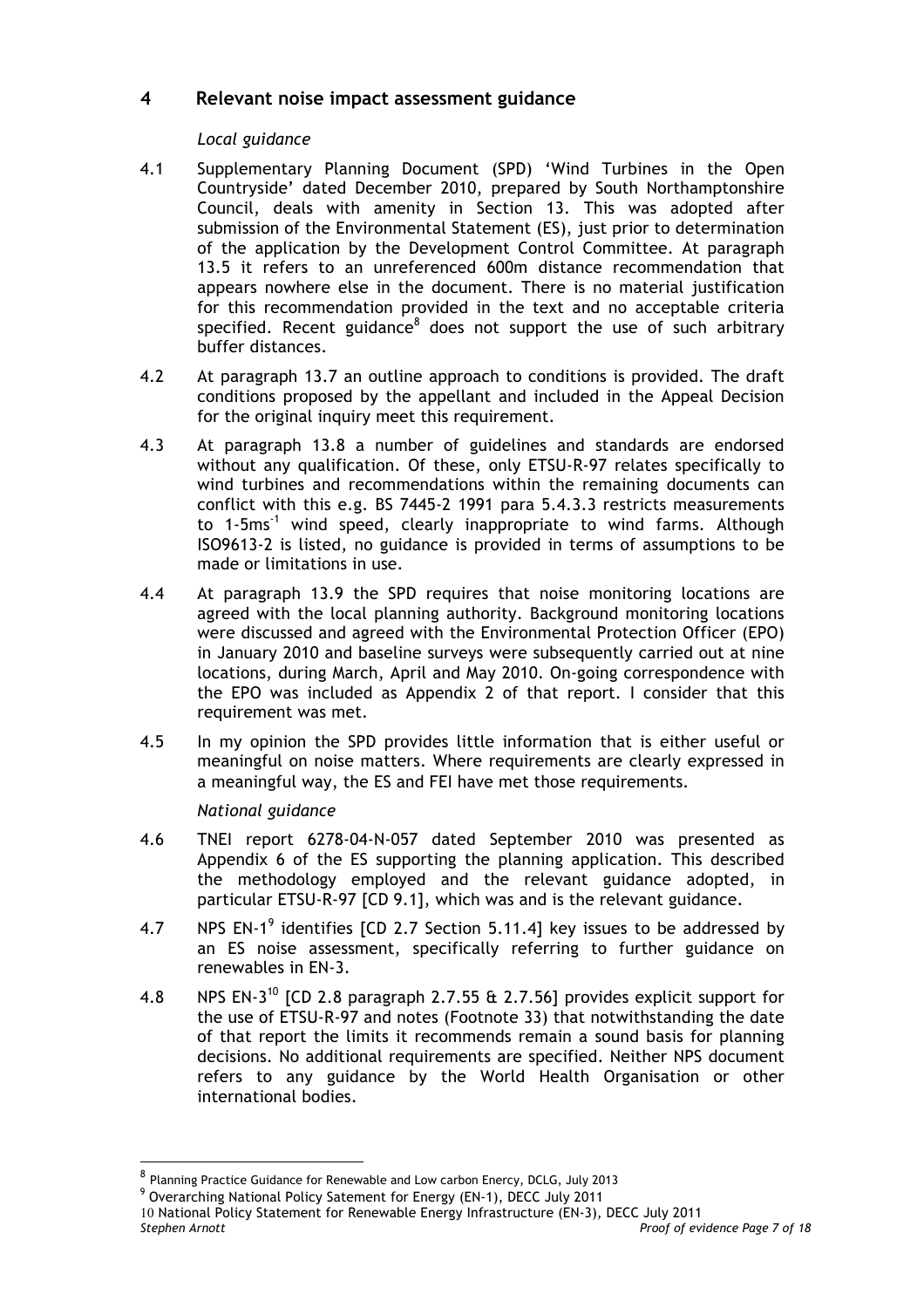## 4 Relevant noise impact assessment guidance

*Local guidance*

4.1 Supplementary Planning Document (SPD) 'Wind Turbines in the Open Countryside' dated December 2010, prepared by South Northamptonshire Council, deals with amenity in Section 13. This was adopted after submission of the Environmental Statement (ES), just prior to determination of the application by the Development Control Committee. At paragraph 13.5 it refers to an unreferenced 600m distance recommendation that appears nowhere else in the document. There is no material justification for this recommendation provided in the text and no acceptable criteria specified. Recent guidance[8] does not support the use of such arbitrary buffer distances.

4.2 At paragraph 13.7 an outline approach to conditions is provided. The draft conditions proposed by the appellant and included in the Appeal Decision for the original inquiry meet this requirement.

4.3 At paragraph 13.8 a number of guidelines and standards are endorsed without any qualification. Of these, only ETSU-R-97 relates specifically to wind turbines and recommendations within the remaining documents can conflict with this e.g. BS 7445-2 1991 para 5.4.3.3 restricts measurements to 1-5ms$^{-1}$ wind speed, clearly inappropriate to wind farms. Although ISO9613-2 is listed, no guidance is provided in terms of assumptions to be made or limitations in use.

4.4 At paragraph 13.9 the SPD requires that noise monitoring locations are agreed with the local planning authority. Background monitoring locations were discussed and agreed with the Environmental Protection Officer (EPO) in January 2010 and baseline surveys were subsequently carried out at nine locations, during March, April and May 2010. On-going correspondence with the EPO was included as Appendix 2 of that report. I consider that this requirement was met.

4.5 In my opinion the SPD provides little information that is either useful or meaningful on noise matters. Where requirements are clearly expressed in a meaningful way, the ES and FEI have met those requirements.

*National guidance*

4.6 TNEI report 6278-04-N-057 dated September 2010 was presented as Appendix 6 of the ES supporting the planning application. This described the methodology employed and the relevant guidance adopted, in particular ETSU-R-97 [CD 9.1], which was and is the relevant guidance.

4.7 NPS EN-1[9] identifies [CD 2.7 Section 5.11.4] key issues to be addressed by an ES noise assessment, specifically referring to further guidance on renewables in EN-3.

4.8 NPS EN-3[10] [CD 2.8 paragraph 2.7.55 & 2.7.56] provides explicit support for the use of ETSU-R-97 and notes (Footnote 33) that notwithstanding the date of that report the limits it recommends remain a sound basis for planning decisions. No additional requirements are specified. Neither NPS document refers to any guidance by the World Health Organisation or other international bodies.

---

[8] Planning Practice Guidance for Renewable and Low carbon Enercy, DCLG, July 2013

[9] Overarching National Policy Satement for Energy (EN-1), DECC July 2011

[10] National Policy Statement for Renewable Energy Infrastructure (EN-3), DECC July 2011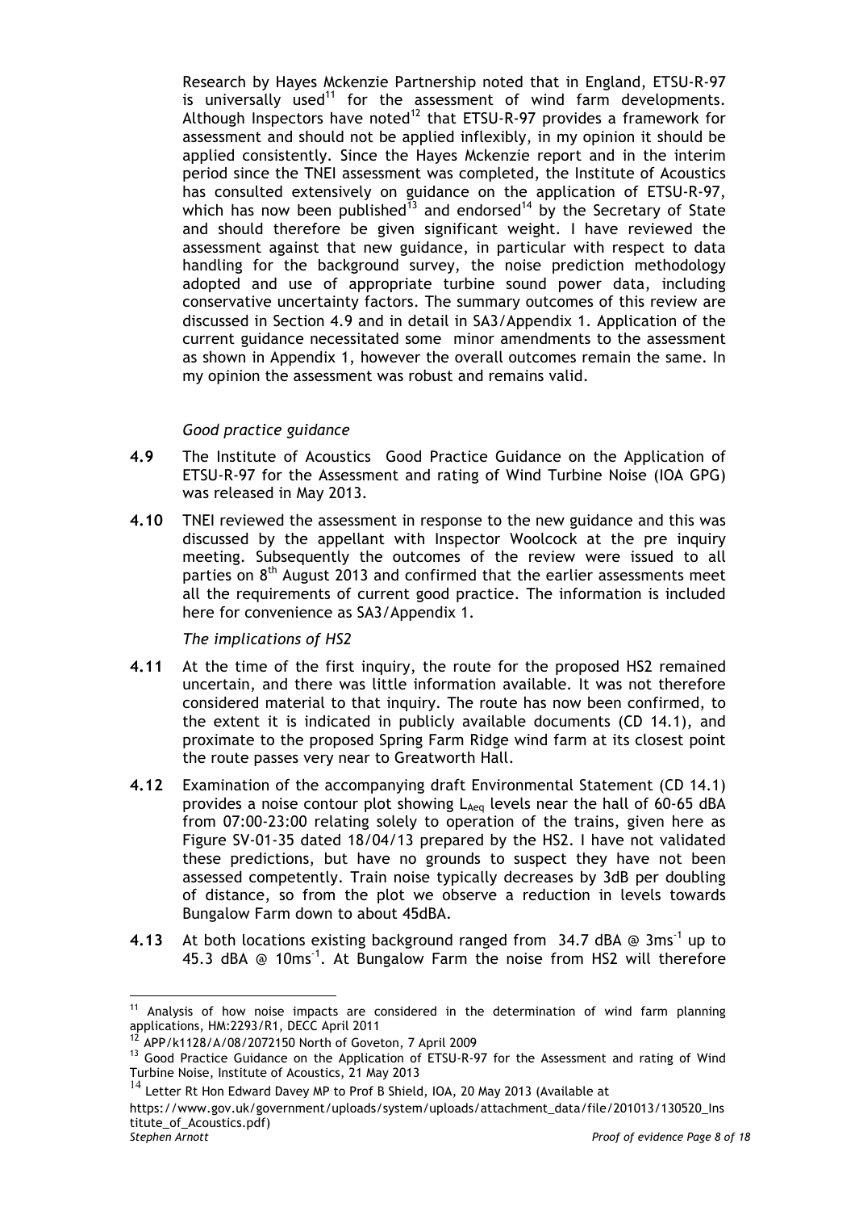Research by Hayes Mckenzie Partnership noted that in England, ETSU-R-97 is universally used[11] for the assessment of wind farm developments. Although Inspectors have noted[12] that ETSU-R-97 provides a framework for assessment and should not be applied inflexibly, in my opinion it should be applied consistently. Since the Hayes Mckenzie report and in the interim period since the TNEI assessment was completed, the Institute of Acoustics has consulted extensively on guidance on the application of ETSU-R-97, which has now been published[13] and endorsed[14] by the Secretary of State and should therefore be given significant weight. I have reviewed the assessment against that new guidance, in particular with respect to data handling for the background survey, the noise prediction methodology adopted and use of appropriate turbine sound power data, including conservative uncertainty factors. The summary outcomes of this review are discussed in Section 4.9 and in detail in SA3/Appendix 1. Application of the current guidance necessitated some minor amendments to the assessment as shown in Appendix 1, however the overall outcomes remain the same. In my opinion the assessment was robust and remains valid.

*Good practice guidance*

**4.9** The Institute of Acoustics Good Practice Guidance on the Application of ETSU-R-97 for the Assessment and rating of Wind Turbine Noise (IOA GPG) was released in May 2013.

**4.10** TNEI reviewed the assessment in response to the new guidance and this was discussed by the appellant with Inspector Woolcock at the pre inquiry meeting. Subsequently the outcomes of the review were issued to all parties on 8th August 2013 and confirmed that the earlier assessments meet all the requirements of current good practice. The information is included here for convenience as SA3/Appendix 1.

*The implications of HS2*

**4.11** At the time of the first inquiry, the route for the proposed HS2 remained uncertain, and there was little information available. It was not therefore considered material to that inquiry. The route has now been confirmed, to the extent it is indicated in publicly available documents (CD 14.1), and proximate to the proposed Spring Farm Ridge wind farm at its closest point the route passes very near to Greatworth Hall.

**4.12** Examination of the accompanying draft Environmental Statement (CD 14.1) provides a noise contour plot showing $L_{Aeq}$ levels near the hall of 60-65 dBA from 07:00-23:00 relating solely to operation of the trains, given here as Figure SV-01-35 dated 18/04/13 prepared by the HS2. I have not validated these predictions, but have no grounds to suspect they have not been assessed competently. Train noise typically decreases by 3dB per doubling of distance, so from the plot we observe a reduction in levels towards Bungalow Farm down to about 45dBA.

**4.13** At both locations existing background ranged from 34.7 dBA @ $3ms^{-1}$ up to 45.3 dBA @ $10ms^{-1}$. At Bungalow Farm the noise from HS2 will therefore

---

[11] Analysis of how noise impacts are considered in the determination of wind farm planning applications, HM:2293/R1, DECC April 2011

[12] APP/k1128/A/08/2072150 North of Goveton, 7 April 2009

[13] Good Practice Guidance on the Application of ETSU-R-97 for the Assessment and rating of Wind Turbine Noise, Institute of Acoustics, 21 May 2013

[14] Letter Rt Hon Edward Davey MP to Prof B Shield, IOA, 20 May 2013 (Available at https://www.gov.uk/government/uploads/system/uploads/attachment_data/file/201013/130520_Institute_of_Acoustics.pdf)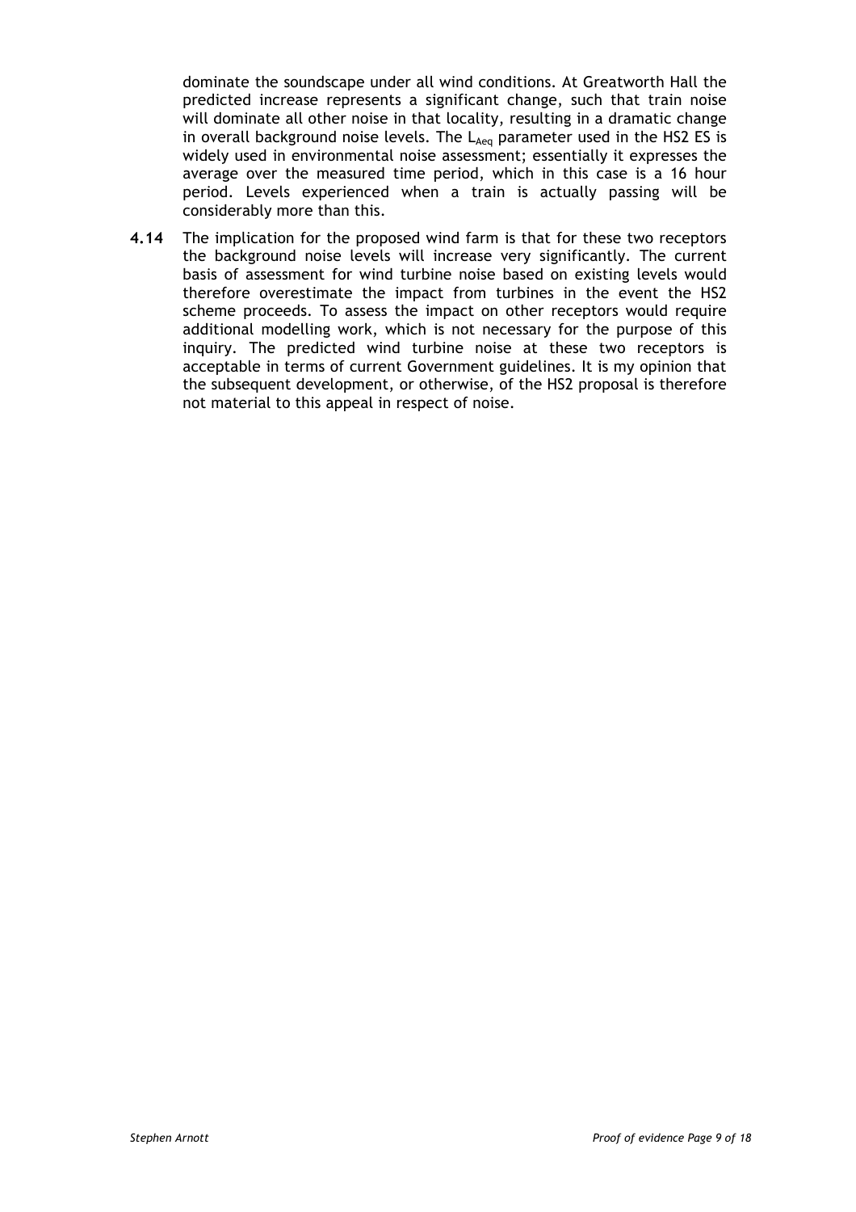dominate the soundscape under all wind conditions. At Greatworth Hall the predicted increase represents a significant change, such that train noise will dominate all other noise in that locality, resulting in a dramatic change in overall background noise levels. The $L_{Aeq}$ parameter used in the HS2 ES is widely used in environmental noise assessment; essentially it expresses the average over the measured time period, which in this case is a 16 hour period. Levels experienced when a train is actually passing will be considerably more than this.

**4.14** The implication for the proposed wind farm is that for these two receptors the background noise levels will increase very significantly. The current basis of assessment for wind turbine noise based on existing levels would therefore overestimate the impact from turbines in the event the HS2 scheme proceeds. To assess the impact on other receptors would require additional modelling work, which is not necessary for the purpose of this inquiry. The predicted wind turbine noise at these two receptors is acceptable in terms of current Government guidelines. It is my opinion that the subsequent development, or otherwise, of the HS2 proposal is therefore not material to this appeal in respect of noise.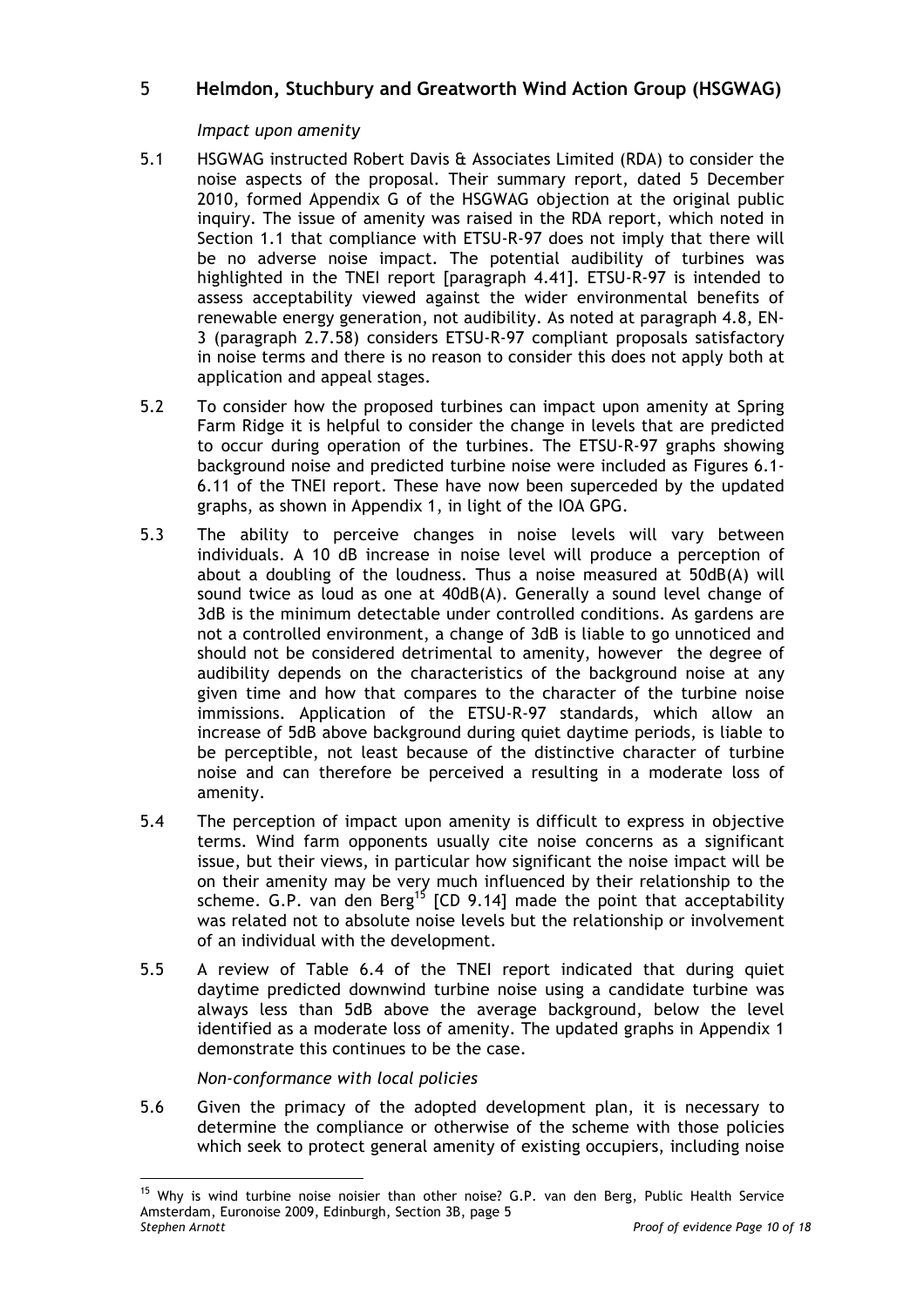## 5 Helmdon, Stuchbury and Greatworth Wind Action Group (HSGWAG)

*Impact upon amenity*

5.1 HSGWAG instructed Robert Davis & Associates Limited (RDA) to consider the noise aspects of the proposal. Their summary report, dated 5 December 2010, formed Appendix G of the HSGWAG objection at the original public inquiry. The issue of amenity was raised in the RDA report, which noted in Section 1.1 that compliance with ETSU-R-97 does not imply that there will be no adverse noise impact. The potential audibility of turbines was highlighted in the TNEI report [paragraph 4.41]. ETSU-R-97 is intended to assess acceptability viewed against the wider environmental benefits of renewable energy generation, not audibility. As noted at paragraph 4.8, EN-3 (paragraph 2.7.58) considers ETSU-R-97 compliant proposals satisfactory in noise terms and there is no reason to consider this does not apply both at application and appeal stages.

5.2 To consider how the proposed turbines can impact upon amenity at Spring Farm Ridge it is helpful to consider the change in levels that are predicted to occur during operation of the turbines. The ETSU-R-97 graphs showing background noise and predicted turbine noise were included as Figures 6.1-6.11 of the TNEI report. These have now been superceded by the updated graphs, as shown in Appendix 1, in light of the IOA GPG.

5.3 The ability to perceive changes in noise levels will vary between individuals. A 10 dB increase in noise level will produce a perception of about a doubling of the loudness. Thus a noise measured at 50dB(A) will sound twice as loud as one at 40dB(A). Generally a sound level change of 3dB is the minimum detectable under controlled conditions. As gardens are not a controlled environment, a change of 3dB is liable to go unnoticed and should not be considered detrimental to amenity, however the degree of audibility depends on the characteristics of the background noise at any given time and how that compares to the character of the turbine noise immissions. Application of the ETSU-R-97 standards, which allow an increase of 5dB above background during quiet daytime periods, is liable to be perceptible, not least because of the distinctive character of turbine noise and can therefore be perceived a resulting in a moderate loss of amenity.

5.4 The perception of impact upon amenity is difficult to express in objective terms. Wind farm opponents usually cite noise concerns as a significant issue, but their views, in particular how significant the noise impact will be on their amenity may be very much influenced by their relationship to the scheme. G.P. van den Berg[15] [CD 9.14] made the point that acceptability was related not to absolute noise levels but the relationship or involvement of an individual with the development.

5.5 A review of Table 6.4 of the TNEI report indicated that during quiet daytime predicted downwind turbine noise using a candidate turbine was always less than 5dB above the average background, below the level identified as a moderate loss of amenity. The updated graphs in Appendix 1 demonstrate this continues to be the case.

*Non-conformance with local policies*

5.6 Given the primacy of the adopted development plan, it is necessary to determine the compliance or otherwise of the scheme with those policies which seek to protect general amenity of existing occupiers, including noise

---

[15] Why is wind turbine noise noisier than other noise? G.P. van den Berg, Public Health Service Amsterdam, Euronoise 2009, Edinburgh, Section 3B, page 5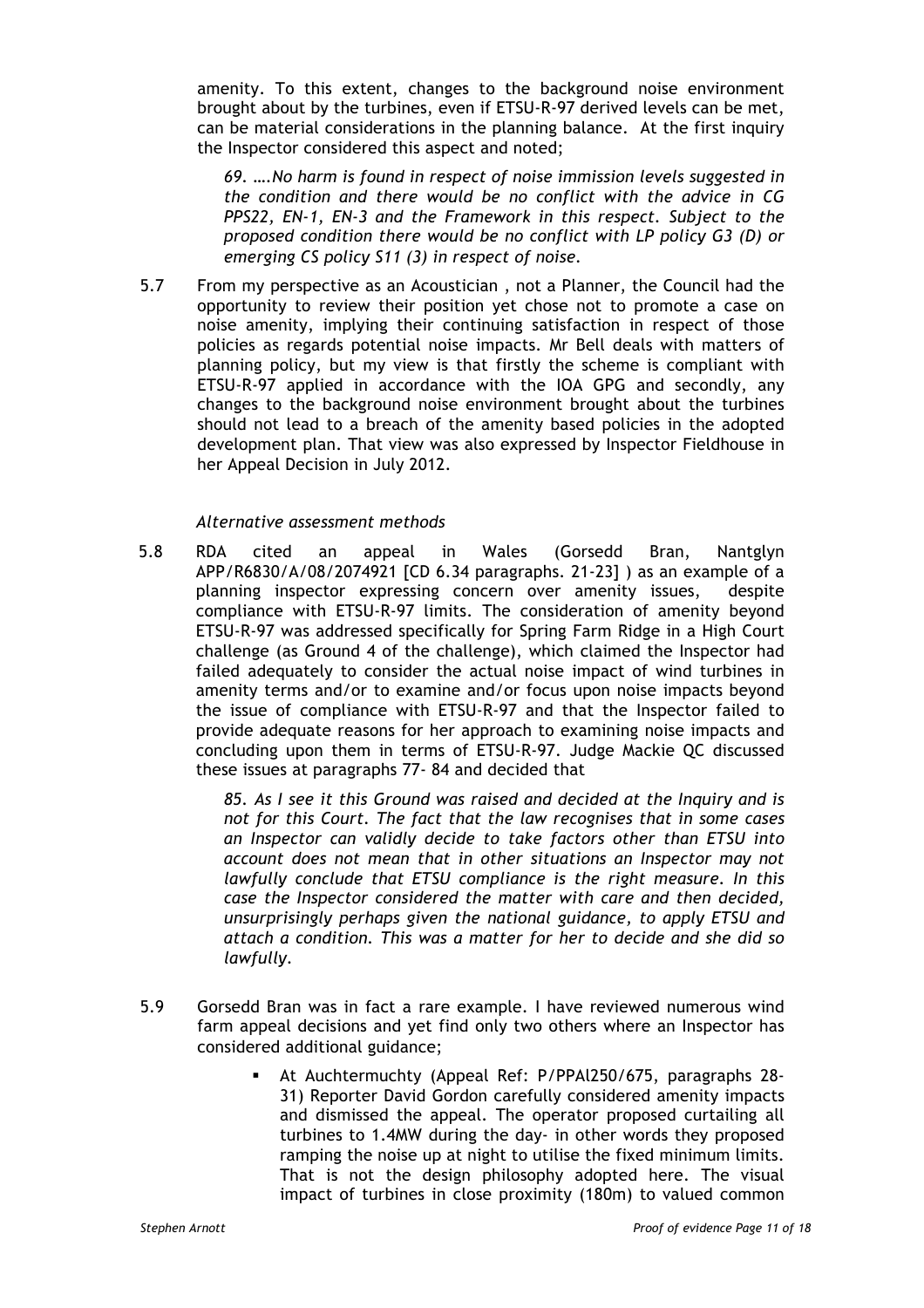amenity. To this extent, changes to the background noise environment brought about by the turbines, even if ETSU-R-97 derived levels can be met, can be material considerations in the planning balance. At the first inquiry the Inspector considered this aspect and noted;

> *69. ….No harm is found in respect of noise immission levels suggested in the condition and there would be no conflict with the advice in CG PPS22, EN-1, EN-3 and the Framework in this respect. Subject to the proposed condition there would be no conflict with LP policy G3 (D) or emerging CS policy S11 (3) in respect of noise.*

5.7 From my perspective as an Acoustician , not a Planner, the Council had the opportunity to review their position yet chose not to promote a case on noise amenity, implying their continuing satisfaction in respect of those policies as regards potential noise impacts. Mr Bell deals with matters of planning policy, but my view is that firstly the scheme is compliant with ETSU-R-97 applied in accordance with the IOA GPG and secondly, any changes to the background noise environment brought about the turbines should not lead to a breach of the amenity based policies in the adopted development plan. That view was also expressed by Inspector Fieldhouse in her Appeal Decision in July 2012.

*Alternative assessment methods*

5.8 RDA cited an appeal in Wales (Gorsedd Bran, Nantglyn APP/R6830/A/08/2074921 [CD 6.34 paragraphs. 21-23] ) as an example of a planning inspector expressing concern over amenity issues, despite compliance with ETSU-R-97 limits. The consideration of amenity beyond ETSU-R-97 was addressed specifically for Spring Farm Ridge in a High Court challenge (as Ground 4 of the challenge), which claimed the Inspector had failed adequately to consider the actual noise impact of wind turbines in amenity terms and/or to examine and/or focus upon noise impacts beyond the issue of compliance with ETSU-R-97 and that the Inspector failed to provide adequate reasons for her approach to examining noise impacts and concluding upon them in terms of ETSU-R-97. Judge Mackie QC discussed these issues at paragraphs 77- 84 and decided that

> *85. As I see it this Ground was raised and decided at the Inquiry and is not for this Court. The fact that the law recognises that in some cases an Inspector can validly decide to take factors other than ETSU into account does not mean that in other situations an Inspector may not lawfully conclude that ETSU compliance is the right measure. In this case the Inspector considered the matter with care and then decided, unsurprisingly perhaps given the national guidance, to apply ETSU and attach a condition. This was a matter for her to decide and she did so lawfully.*

5.9 Gorsedd Bran was in fact a rare example. I have reviewed numerous wind farm appeal decisions and yet find only two others where an Inspector has considered additional guidance;

- At Auchtermuchty (Appeal Ref: P/PPAl250/675, paragraphs 28-31) Reporter David Gordon carefully considered amenity impacts and dismissed the appeal. The operator proposed curtailing all turbines to 1.4MW during the day- in other words they proposed ramping the noise up at night to utilise the fixed minimum limits. That is not the design philosophy adopted here. The visual impact of turbines in close proximity (180m) to valued common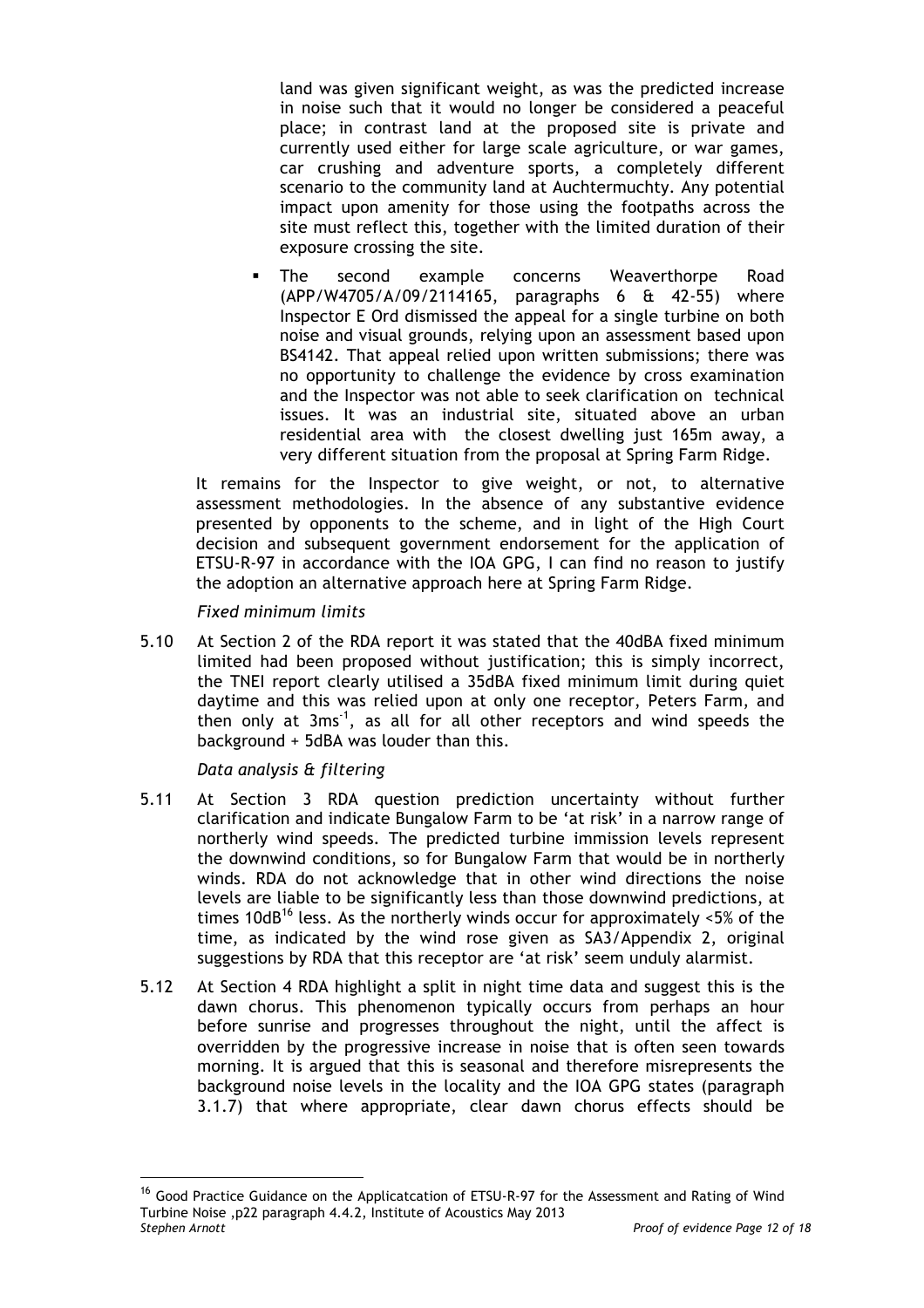land was given significant weight, as was the predicted increase in noise such that it would no longer be considered a peaceful place; in contrast land at the proposed site is private and currently used either for large scale agriculture, or war games, car crushing and adventure sports, a completely different scenario to the community land at Auchtermuchty. Any potential impact upon amenity for those using the footpaths across the site must reflect this, together with the limited duration of their exposure crossing the site.

- The second example concerns Weaverthorpe Road (APP/W4705/A/09/2114165, paragraphs 6 & 42-55) where Inspector E Ord dismissed the appeal for a single turbine on both noise and visual grounds, relying upon an assessment based upon BS4142. That appeal relied upon written submissions; there was no opportunity to challenge the evidence by cross examination and the Inspector was not able to seek clarification on technical issues. It was an industrial site, situated above an urban residential area with the closest dwelling just 165m away, a very different situation from the proposal at Spring Farm Ridge.

It remains for the Inspector to give weight, or not, to alternative assessment methodologies. In the absence of any substantive evidence presented by opponents to the scheme, and in light of the High Court decision and subsequent government endorsement for the application of ETSU-R-97 in accordance with the IOA GPG, I can find no reason to justify the adoption an alternative approach here at Spring Farm Ridge.

*Fixed minimum limits*

5.10 At Section 2 of the RDA report it was stated that the 40dBA fixed minimum limited had been proposed without justification; this is simply incorrect, the TNEI report clearly utilised a 35dBA fixed minimum limit during quiet daytime and this was relied upon at only one receptor, Peters Farm, and then only at $3ms^{-1}$, as all for all other receptors and wind speeds the background + 5dBA was louder than this.

*Data analysis & filtering*

5.11 At Section 3 RDA question prediction uncertainty without further clarification and indicate Bungalow Farm to be 'at risk' in a narrow range of northerly wind speeds. The predicted turbine immission levels represent the downwind conditions, so for Bungalow Farm that would be in northerly winds. RDA do not acknowledge that in other wind directions the noise levels are liable to be significantly less than those downwind predictions, at times 10dB[16] less. As the northerly winds occur for approximately <5% of the time, as indicated by the wind rose given as SA3/Appendix 2, original suggestions by RDA that this receptor are 'at risk' seem unduly alarmist.

5.12 At Section 4 RDA highlight a split in night time data and suggest this is the dawn chorus. This phenomenon typically occurs from perhaps an hour before sunrise and progresses throughout the night, until the affect is overridden by the progressive increase in noise that is often seen towards morning. It is argued that this is seasonal and therefore misrepresents the background noise levels in the locality and the IOA GPG states (paragraph 3.1.7) that where appropriate, clear dawn chorus effects should be

---

[16] Good Practice Guidance on the Applicatcation of ETSU-R-97 for the Assessment and Rating of Wind Turbine Noise ,p22 paragraph 4.4.2, Institute of Acoustics May 2013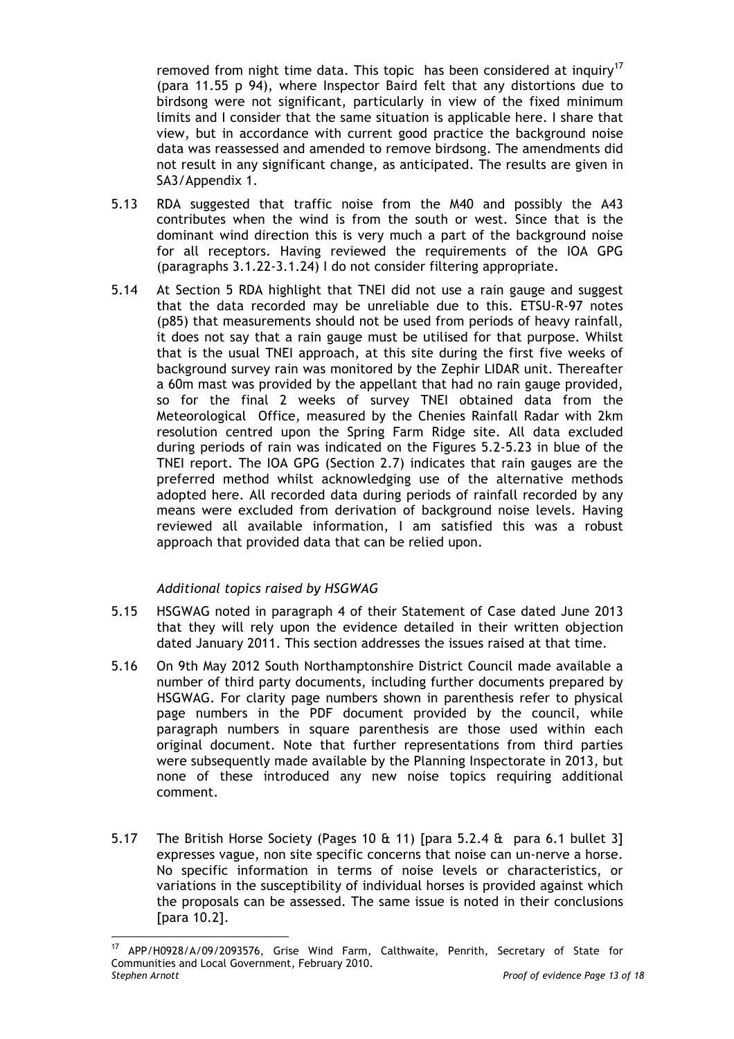removed from night time data. This topic has been considered at inquiry[17] (para 11.55 p 94), where Inspector Baird felt that any distortions due to birdsong were not significant, particularly in view of the fixed minimum limits and I consider that the same situation is applicable here. I share that view, but in accordance with current good practice the background noise data was reassessed and amended to remove birdsong. The amendments did not result in any significant change, as anticipated. The results are given in SA3/Appendix 1.

5.13 RDA suggested that traffic noise from the M40 and possibly the A43 contributes when the wind is from the south or west. Since that is the dominant wind direction this is very much a part of the background noise for all receptors. Having reviewed the requirements of the IOA GPG (paragraphs 3.1.22-3.1.24) I do not consider filtering appropriate.

5.14 At Section 5 RDA highlight that TNEI did not use a rain gauge and suggest that the data recorded may be unreliable due to this. ETSU-R-97 notes (p85) that measurements should not be used from periods of heavy rainfall, it does not say that a rain gauge must be utilised for that purpose. Whilst that is the usual TNEI approach, at this site during the first five weeks of background survey rain was monitored by the Zephir LIDAR unit. Thereafter a 60m mast was provided by the appellant that had no rain gauge provided, so for the final 2 weeks of survey TNEI obtained data from the Meteorological Office, measured by the Chenies Rainfall Radar with 2km resolution centred upon the Spring Farm Ridge site. All data excluded during periods of rain was indicated on the Figures 5.2-5.23 in blue of the TNEI report. The IOA GPG (Section 2.7) indicates that rain gauges are the preferred method whilst acknowledging use of the alternative methods adopted here. All recorded data during periods of rainfall recorded by any means were excluded from derivation of background noise levels. Having reviewed all available information, I am satisfied this was a robust approach that provided data that can be relied upon.

*Additional topics raised by HSGWAG*

5.15 HSGWAG noted in paragraph 4 of their Statement of Case dated June 2013 that they will rely upon the evidence detailed in their written objection dated January 2011. This section addresses the issues raised at that time.

5.16 On 9th May 2012 South Northamptonshire District Council made available a number of third party documents, including further documents prepared by HSGWAG. For clarity page numbers shown in parenthesis refer to physical page numbers in the PDF document provided by the council, while paragraph numbers in square parenthesis are those used within each original document. Note that further representations from third parties were subsequently made available by the Planning Inspectorate in 2013, but none of these introduced any new noise topics requiring additional comment.

5.17 The British Horse Society (Pages 10 & 11) [para 5.2.4 & para 6.1 bullet 3] expresses vague, non site specific concerns that noise can un-nerve a horse. No specific information in terms of noise levels or characteristics, or variations in the susceptibility of individual horses is provided against which the proposals can be assessed. The same issue is noted in their conclusions [para 10.2].

[17] APP/H0928/A/09/2093576, Grise Wind Farm, Calthwaite, Penrith, Secretary of State for Communities and Local Government, February 2010.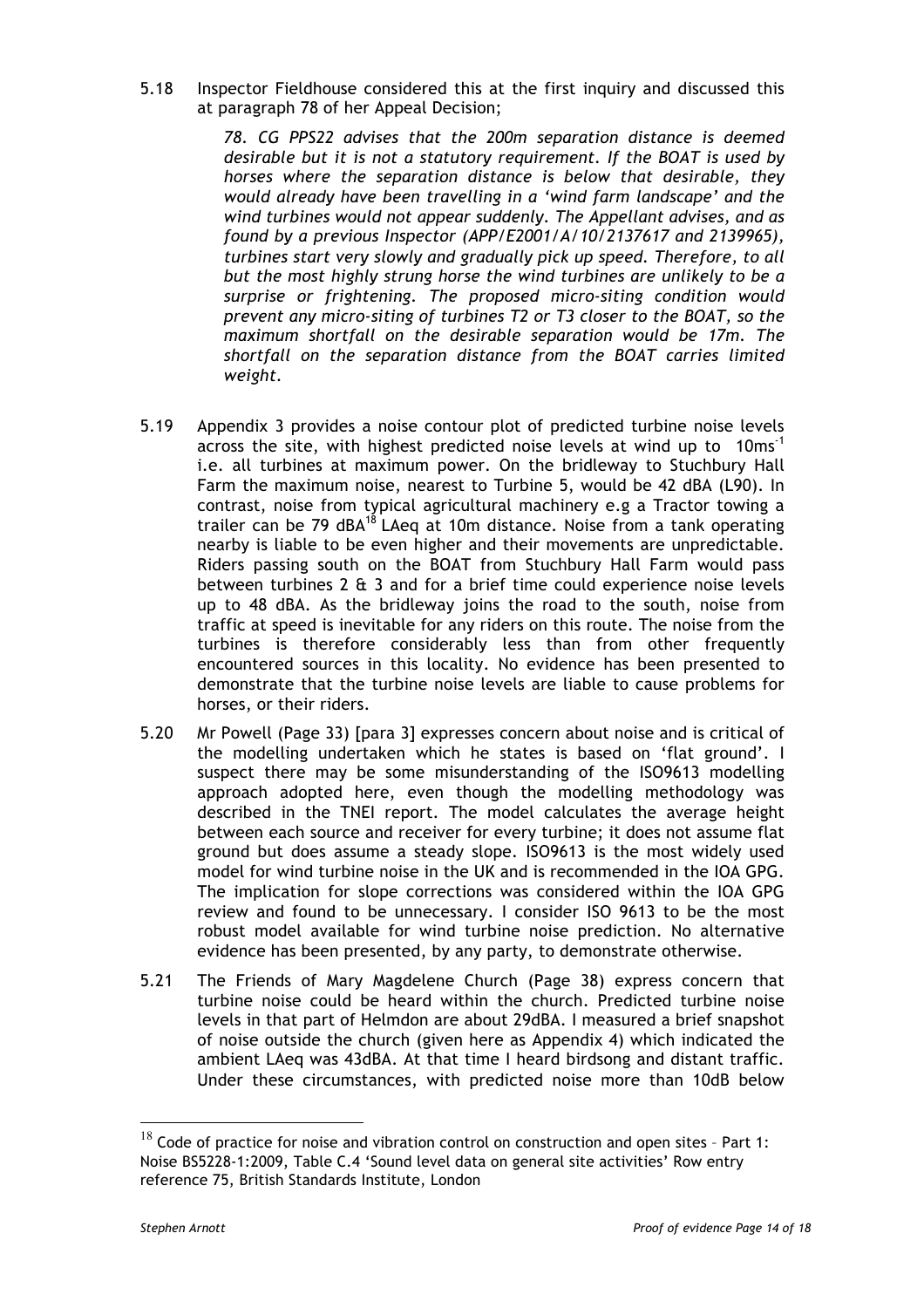5.18 Inspector Fieldhouse considered this at the first inquiry and discussed this at paragraph 78 of her Appeal Decision;

> *78. CG PPS22 advises that the 200m separation distance is deemed desirable but it is not a statutory requirement. If the BOAT is used by horses where the separation distance is below that desirable, they would already have been travelling in a 'wind farm landscape' and the wind turbines would not appear suddenly. The Appellant advises, and as found by a previous Inspector (APP/E2001/A/10/2137617 and 2139965), turbines start very slowly and gradually pick up speed. Therefore, to all but the most highly strung horse the wind turbines are unlikely to be a surprise or frightening. The proposed micro-siting condition would prevent any micro-siting of turbines T2 or T3 closer to the BOAT, so the maximum shortfall on the desirable separation would be 17m. The shortfall on the separation distance from the BOAT carries limited weight.*

5.19 Appendix 3 provides a noise contour plot of predicted turbine noise levels across the site, with highest predicted noise levels at wind up to $10ms^{-1}$ i.e. all turbines at maximum power. On the bridleway to Stuchbury Hall Farm the maximum noise, nearest to Turbine 5, would be 42 dBA (L90). In contrast, noise from typical agricultural machinery e.g a Tractor towing a trailer can be 79 dBA[18] LAeq at 10m distance. Noise from a tank operating nearby is liable to be even higher and their movements are unpredictable. Riders passing south on the BOAT from Stuchbury Hall Farm would pass between turbines 2 & 3 and for a brief time could experience noise levels up to 48 dBA. As the bridleway joins the road to the south, noise from traffic at speed is inevitable for any riders on this route. The noise from the turbines is therefore considerably less than from other frequently encountered sources in this locality. No evidence has been presented to demonstrate that the turbine noise levels are liable to cause problems for horses, or their riders.

5.20 Mr Powell (Page 33) [para 3] expresses concern about noise and is critical of the modelling undertaken which he states is based on 'flat ground'. I suspect there may be some misunderstanding of the ISO9613 modelling approach adopted here, even though the modelling methodology was described in the TNEI report. The model calculates the average height between each source and receiver for every turbine; it does not assume flat ground but does assume a steady slope. ISO9613 is the most widely used model for wind turbine noise in the UK and is recommended in the IOA GPG. The implication for slope corrections was considered within the IOA GPG review and found to be unnecessary. I consider ISO 9613 to be the most robust model available for wind turbine noise prediction. No alternative evidence has been presented, by any party, to demonstrate otherwise.

5.21 The Friends of Mary Magdelene Church (Page 38) express concern that turbine noise could be heard within the church. Predicted turbine noise levels in that part of Helmdon are about 29dBA. I measured a brief snapshot of noise outside the church (given here as Appendix 4) which indicated the ambient LAeq was 43dBA. At that time I heard birdsong and distant traffic. Under these circumstances, with predicted noise more than 10dB below

---

[18] Code of practice for noise and vibration control on construction and open sites – Part 1: Noise BS5228-1:2009, Table C.4 'Sound level data on general site activities' Row entry reference 75, British Standards Institute, London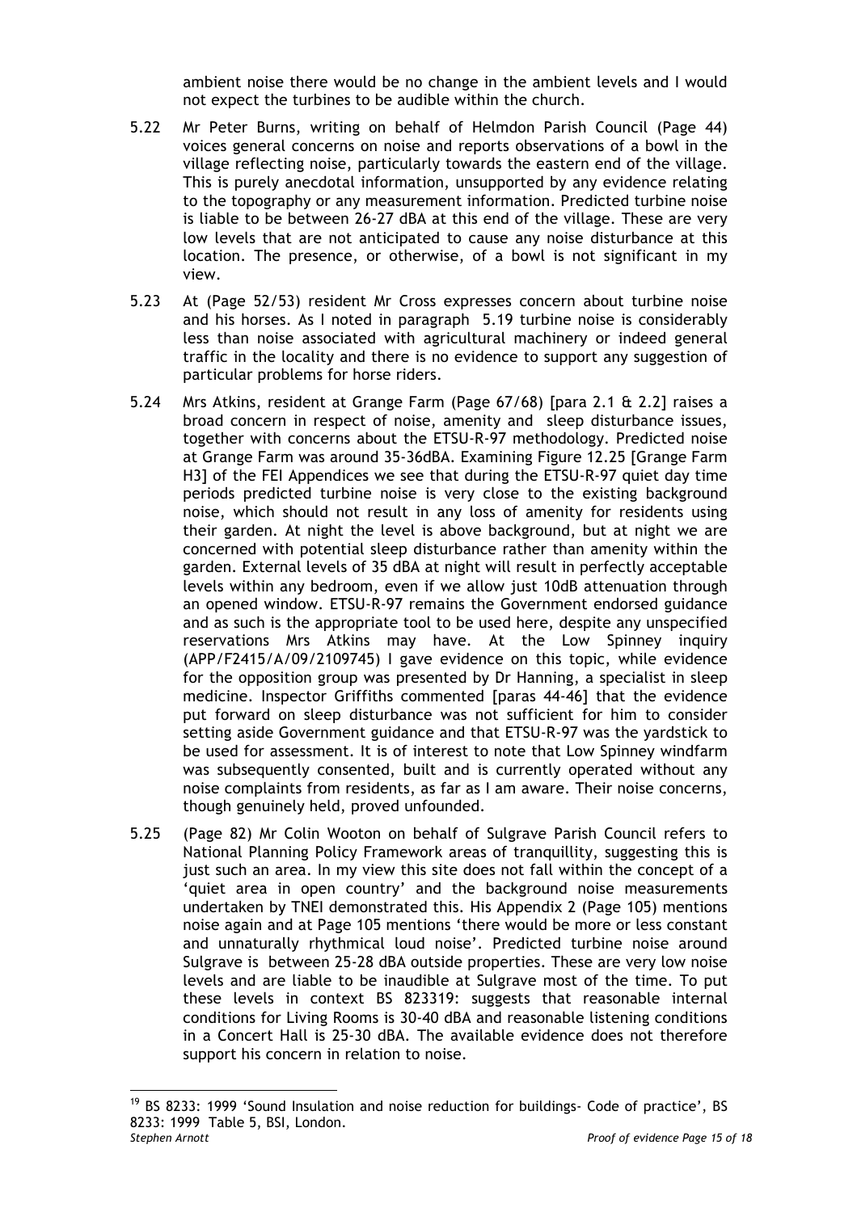ambient noise there would be no change in the ambient levels and I would not expect the turbines to be audible within the church.

5.22 Mr Peter Burns, writing on behalf of Helmdon Parish Council (Page 44) voices general concerns on noise and reports observations of a bowl in the village reflecting noise, particularly towards the eastern end of the village. This is purely anecdotal information, unsupported by any evidence relating to the topography or any measurement information. Predicted turbine noise is liable to be between 26-27 dBA at this end of the village. These are very low levels that are not anticipated to cause any noise disturbance at this location. The presence, or otherwise, of a bowl is not significant in my view.

5.23 At (Page 52/53) resident Mr Cross expresses concern about turbine noise and his horses. As I noted in paragraph 5.19 turbine noise is considerably less than noise associated with agricultural machinery or indeed general traffic in the locality and there is no evidence to support any suggestion of particular problems for horse riders.

5.24 Mrs Atkins, resident at Grange Farm (Page 67/68) [para 2.1 & 2.2] raises a broad concern in respect of noise, amenity and sleep disturbance issues, together with concerns about the ETSU-R-97 methodology. Predicted noise at Grange Farm was around 35-36dBA. Examining Figure 12.25 [Grange Farm H3] of the FEI Appendices we see that during the ETSU-R-97 quiet day time periods predicted turbine noise is very close to the existing background noise, which should not result in any loss of amenity for residents using their garden. At night the level is above background, but at night we are concerned with potential sleep disturbance rather than amenity within the garden. External levels of 35 dBA at night will result in perfectly acceptable levels within any bedroom, even if we allow just 10dB attenuation through an opened window. ETSU-R-97 remains the Government endorsed guidance and as such is the appropriate tool to be used here, despite any unspecified reservations Mrs Atkins may have. At the Low Spinney inquiry (APP/F2415/A/09/2109745) I gave evidence on this topic, while evidence for the opposition group was presented by Dr Hanning, a specialist in sleep medicine. Inspector Griffiths commented [paras 44-46] that the evidence put forward on sleep disturbance was not sufficient for him to consider setting aside Government guidance and that ETSU-R-97 was the yardstick to be used for assessment. It is of interest to note that Low Spinney windfarm was subsequently consented, built and is currently operated without any noise complaints from residents, as far as I am aware. Their noise concerns, though genuinely held, proved unfounded.

5.25 (Page 82) Mr Colin Wooton on behalf of Sulgrave Parish Council refers to National Planning Policy Framework areas of tranquillity, suggesting this is just such an area. In my view this site does not fall within the concept of a 'quiet area in open country' and the background noise measurements undertaken by TNEI demonstrated this. His Appendix 2 (Page 105) mentions noise again and at Page 105 mentions 'there would be more or less constant and unnaturally rhythmical loud noise'. Predicted turbine noise around Sulgrave is between 25-28 dBA outside properties. These are very low noise levels and are liable to be inaudible at Sulgrave most of the time. To put these levels in context BS 8233[19]: suggests that reasonable internal conditions for Living Rooms is 30-40 dBA and reasonable listening conditions in a Concert Hall is 25-30 dBA. The available evidence does not therefore support his concern in relation to noise.

[19] BS 8233: 1999 'Sound Insulation and noise reduction for buildings- Code of practice', BS 8233: 1999 Table 5, BSI, London.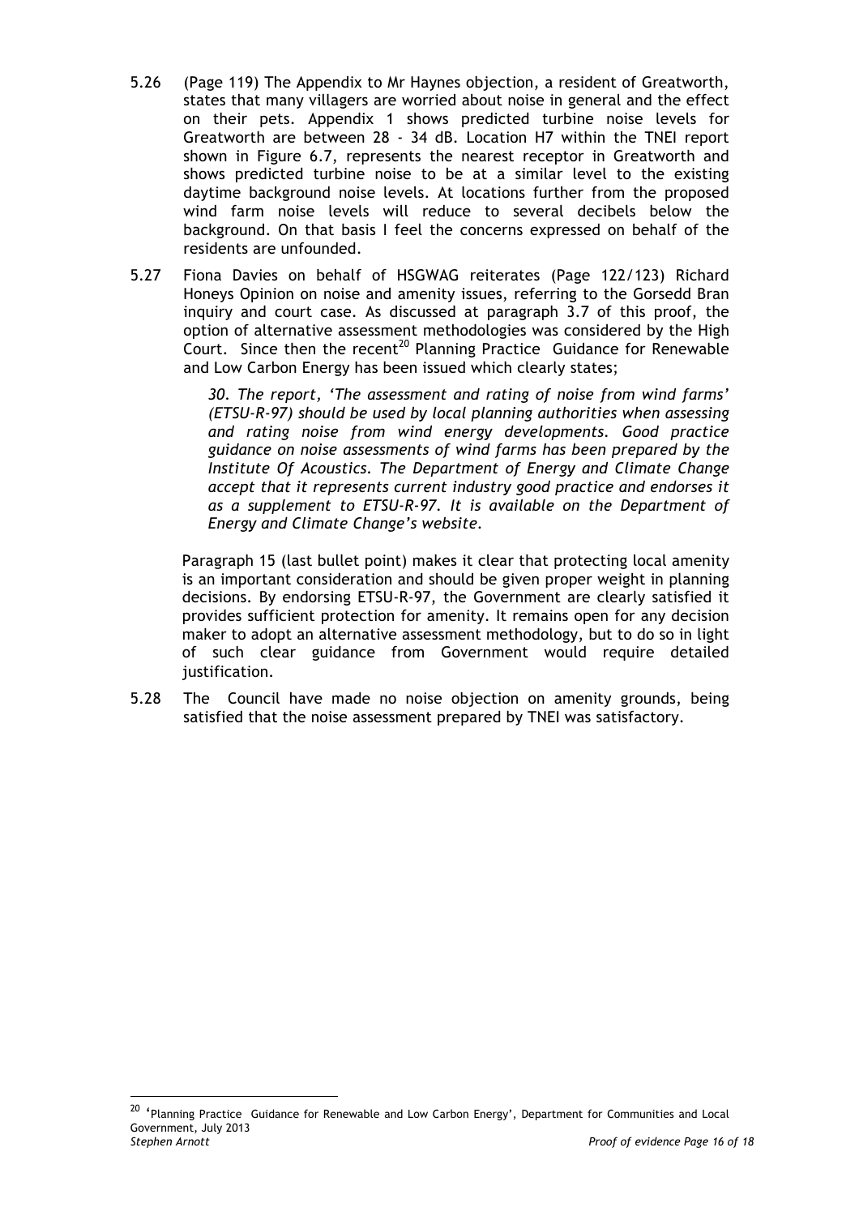5.26 (Page 119) The Appendix to Mr Haynes objection, a resident of Greatworth, states that many villagers are worried about noise in general and the effect on their pets. Appendix 1 shows predicted turbine noise levels for Greatworth are between 28 - 34 dB. Location H7 within the TNEI report shown in Figure 6.7, represents the nearest receptor in Greatworth and shows predicted turbine noise to be at a similar level to the existing daytime background noise levels. At locations further from the proposed wind farm noise levels will reduce to several decibels below the background. On that basis I feel the concerns expressed on behalf of the residents are unfounded.

5.27 Fiona Davies on behalf of HSGWAG reiterates (Page 122/123) Richard Honeys Opinion on noise and amenity issues, referring to the Gorsedd Bran inquiry and court case. As discussed at paragraph 3.7 of this proof, the option of alternative assessment methodologies was considered by the High Court. Since then the recent[20] Planning Practice Guidance for Renewable and Low Carbon Energy has been issued which clearly states;

> *30. The report, 'The assessment and rating of noise from wind farms' (ETSU-R-97) should be used by local planning authorities when assessing and rating noise from wind energy developments. Good practice guidance on noise assessments of wind farms has been prepared by the Institute Of Acoustics. The Department of Energy and Climate Change accept that it represents current industry good practice and endorses it as a supplement to ETSU-R-97. It is available on the Department of Energy and Climate Change's website.*

Paragraph 15 (last bullet point) makes it clear that protecting local amenity is an important consideration and should be given proper weight in planning decisions. By endorsing ETSU-R-97, the Government are clearly satisfied it provides sufficient protection for amenity. It remains open for any decision maker to adopt an alternative assessment methodology, but to do so in light of such clear guidance from Government would require detailed justification.

5.28 The Council have made no noise objection on amenity grounds, being satisfied that the noise assessment prepared by TNEI was satisfactory.

---

[20] 'Planning Practice Guidance for Renewable and Low Carbon Energy', Department for Communities and Local Government, July 2013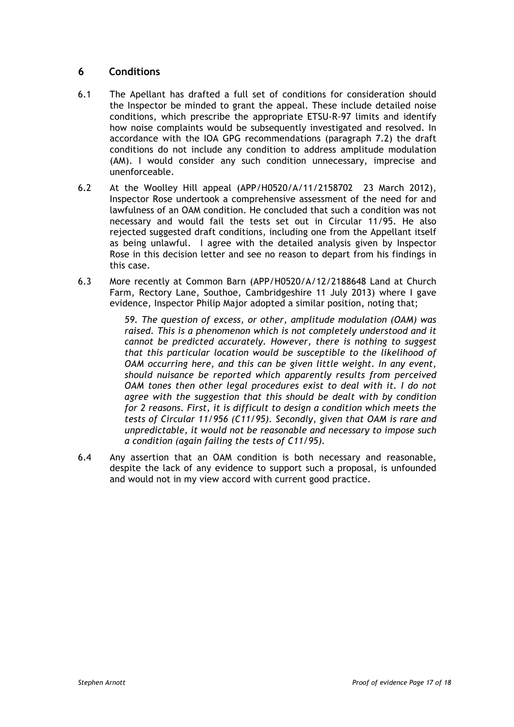## 6 Conditions

6.1 The Apellant has drafted a full set of conditions for consideration should the Inspector be minded to grant the appeal. These include detailed noise conditions, which prescribe the appropriate ETSU-R-97 limits and identify how noise complaints would be subsequently investigated and resolved. In accordance with the IOA GPG recommendations (paragraph 7.2) the draft conditions do not include any condition to address amplitude modulation (AM). I would consider any such condition unnecessary, imprecise and unenforceable.

6.2 At the Woolley Hill appeal (APP/H0520/A/11/2158702 23 March 2012), Inspector Rose undertook a comprehensive assessment of the need for and lawfulness of an OAM condition. He concluded that such a condition was not necessary and would fail the tests set out in Circular 11/95. He also rejected suggested draft conditions, including one from the Appellant itself as being unlawful. I agree with the detailed analysis given by Inspector Rose in this decision letter and see no reason to depart from his findings in this case.

6.3 More recently at Common Barn (APP/H0520/A/12/2188648 Land at Church Farm, Rectory Lane, Southoe, Cambridgeshire 11 July 2013) where I gave evidence, Inspector Philip Major adopted a similar position, noting that;

> *59. The question of excess, or other, amplitude modulation (OAM) was raised. This is a phenomenon which is not completely understood and it cannot be predicted accurately. However, there is nothing to suggest that this particular location would be susceptible to the likelihood of OAM occurring here, and this can be given little weight. In any event, should nuisance be reported which apparently results from perceived OAM tones then other legal procedures exist to deal with it. I do not agree with the suggestion that this should be dealt with by condition for 2 reasons. First, it is difficult to design a condition which meets the tests of Circular 11/956 (C11/95). Secondly, given that OAM is rare and unpredictable, it would not be reasonable and necessary to impose such a condition (again failing the tests of C11/95).*

6.4 Any assertion that an OAM condition is both necessary and reasonable, despite the lack of any evidence to support such a proposal, is unfounded and would not in my view accord with current good practice.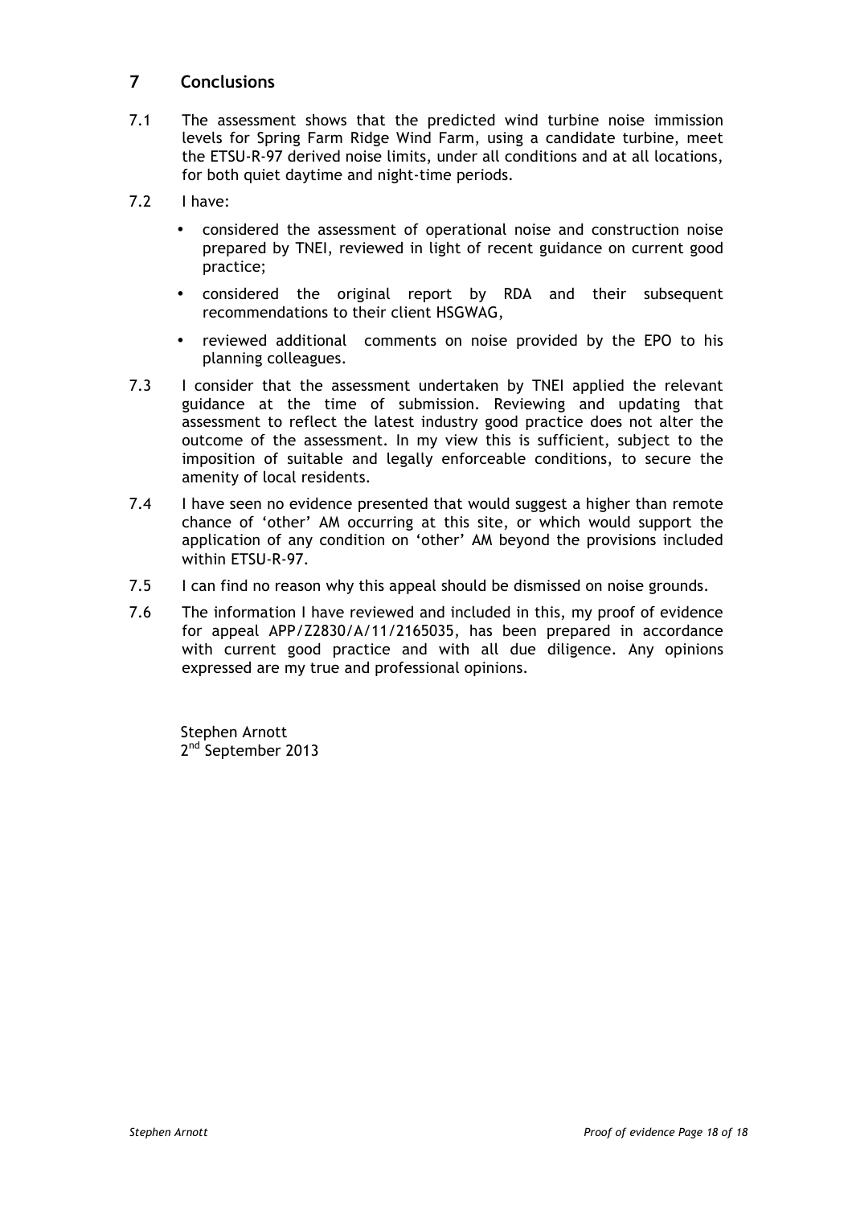## 7 Conclusions

7.1 The assessment shows that the predicted wind turbine noise immission levels for Spring Farm Ridge Wind Farm, using a candidate turbine, meet the ETSU-R-97 derived noise limits, under all conditions and at all locations, for both quiet daytime and night-time periods.

7.2 I have:

- considered the assessment of operational noise and construction noise prepared by TNEI, reviewed in light of recent guidance on current good practice;
- considered the original report by RDA and their subsequent recommendations to their client HSGWAG,
- reviewed additional comments on noise provided by the EPO to his planning colleagues.

7.3 I consider that the assessment undertaken by TNEI applied the relevant guidance at the time of submission. Reviewing and updating that assessment to reflect the latest industry good practice does not alter the outcome of the assessment. In my view this is sufficient, subject to the imposition of suitable and legally enforceable conditions, to secure the amenity of local residents.

7.4 I have seen no evidence presented that would suggest a higher than remote chance of 'other' AM occurring at this site, or which would support the application of any condition on 'other' AM beyond the provisions included within ETSU-R-97.

7.5 I can find no reason why this appeal should be dismissed on noise grounds.

7.6 The information I have reviewed and included in this, my proof of evidence for appeal APP/Z2830/A/11/2165035, has been prepared in accordance with current good practice and with all due diligence. Any opinions expressed are my true and professional opinions.

Stephen Arnott
2nd September 2013